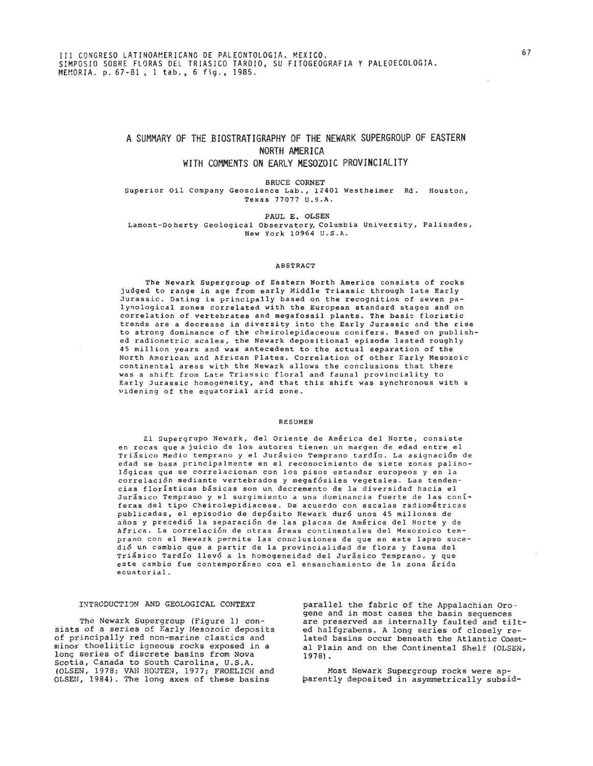III CONGRESO LATINOAMERICANO DE PALEONTOLOGIA. MEXICO.
SIMPOSIO SOBRE FLORAS DEL TRIASICO TARDIO, SU FITOGEOGRAFIA Y PALEOECOLOGIA.
MEMORIA. p. 67-81, 1 tab., 6 fig., 1985.

# A SUMMARY OF THE BIOSTRATIGRAPHY OF THE NEWARK SUPERGROUP OF EASTERN NORTH AMERICA WITH COMMENTS ON EARLY MESOZOIC PROVINCIALITY

BRUCE CORNET
Superior Oil Company Geoscience Lab., 12401 Westheimer Rd. Houston, Texas 77077 U.S.A.

PAUL E. OLSEN
Lamont-Doherty Geological Observatory, Columbia University, Palisades, New York 10964 U.S.A.

## ABSTRACT

The Newark Supergroup of Eastern North America consists of rocks judged to range in age from early Middle Triassic through late Early Jurassic. Dating is principally based on the recognition of seven palynological zones correlated with the European standard stages and on correlation of vertebrates and megafossil plants. The basic floristic trends are a decrease in diversity into the Early Jurassic and the rise to strong dominance of the cheirolepidaceous conifers. Based on published radiometric scales, the Newark depositional episode lasted roughly 45 million years and was antecedent to the actual separation of the North American and African Plates. Correlation of other Early Mesozoic continental areas with the Newark allows the conclusions that there was a shift from Late Triassic floral and faunal provinciality to Early Jurassic homogeneity, and that this shift was synchronous with a widening of the equatorial arid zone.

## RESUMEN

El Supergrupo Newark, del Oriente de América del Norte, consiste en rocas que a juicio de los autores tienen un margen de edad entre el Triásico Medio temprano y el Jurásico Temprano tardío. La asignación de edad se basa principalmente en el reconocimiento de siete zonas palinológicas que se correlacionan con los pisos estandar europeos y en la correlación mediante vertebrados y megafósiles vegetales. Las tendencias florísticas básicas son un decremento de la diversidad hacia el Jurásico Temprano y el surgimiento a una dominancia fuerte de las coníferas del tipo Cheirolepidiaceae. De acuerdo con escalas radiométricas publicadas, el episodio de depósito Newark duró unos 45 millones de años y precedió la separación de las placas de América del Norte y de Africa. La correlación de otras áreas continentales del Mesozoico temprano con el Newark permite las conclusiones de que en este lapso sucedió un cambio que a partir de la provincialidad de flora y fauna del Triásico Tardío llevó a la homogeneidad del Jurásico Temprano, y que este cambio fue contemporáneo con el ensanchamiento de la zona árida ecuatorial.

## INTRODUCTION AND GEOLOGICAL CONTEXT

The Newark Supergroup (Figure 1) consists of a series of Early Mesozoic deposits of principally red non-marine clastics and minor thoeliitic igneous rocks exposed in a long series of discrete basins from Nova Scotia, Canada to South Carolina, U.S.A. (OLSEN, 1978; VAN HOUTEN, 1977; FROELICH and OLSEN, 1984). The long axes of these basins parallel the fabric of the Appalachian Orogene and in most cases the basin sequences are preserved as internally faulted and tilted halfgrabens. A long series of closely related basins occur beneath the Atlantic Coastal Plain and on the Continental Shelf (OLSEN, 1978).

Most Newark Supergroup rocks were apparently deposited in asymmetrically subsid-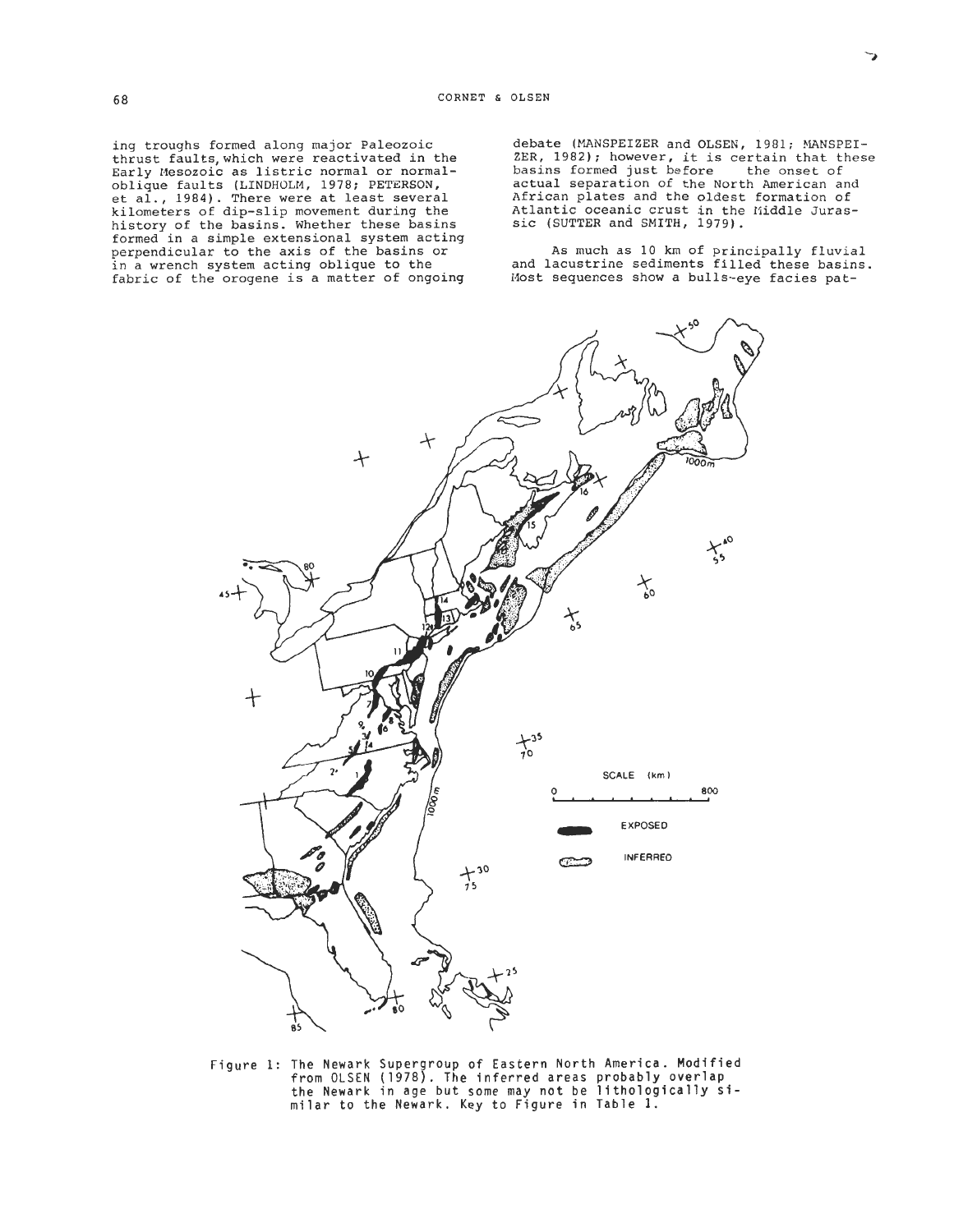ing troughs formed along major Paleozoic thrust faults, which were reactivated in the Early Mesozoic as listric normal or normal-oblique faults (LINDHOLM, 1978; PETERSON, et al., 1984). There were at least several kilometers of dip-slip movement during the history of the basins. Whether these basins formed in a simple extensional system acting perpendicular to the axis of the basins or in a wrench system acting oblique to the fabric of the orogene is a matter of ongoing debate (MANSPEIZER and OLSEN, 1981; MANSPEIZER, 1982); however, it is certain that these basins formed just before the onset of actual separation of the North American and African plates and the oldest formation of Atlantic oceanic crust in the Middle Jurassic (SUTTER and SMITH, 1979).

As much as 10 km of principally fluvial and lacustrine sediments filled these basins. Most sequences show a bulls-eye facies pat-

Figure 1: The Newark Supergroup of Eastern North America. Modified from OLSEN (1978). The inferred areas probably overlap the Newark in age but some may not be lithologically similar to the Newark. Key to Figure in Table 1.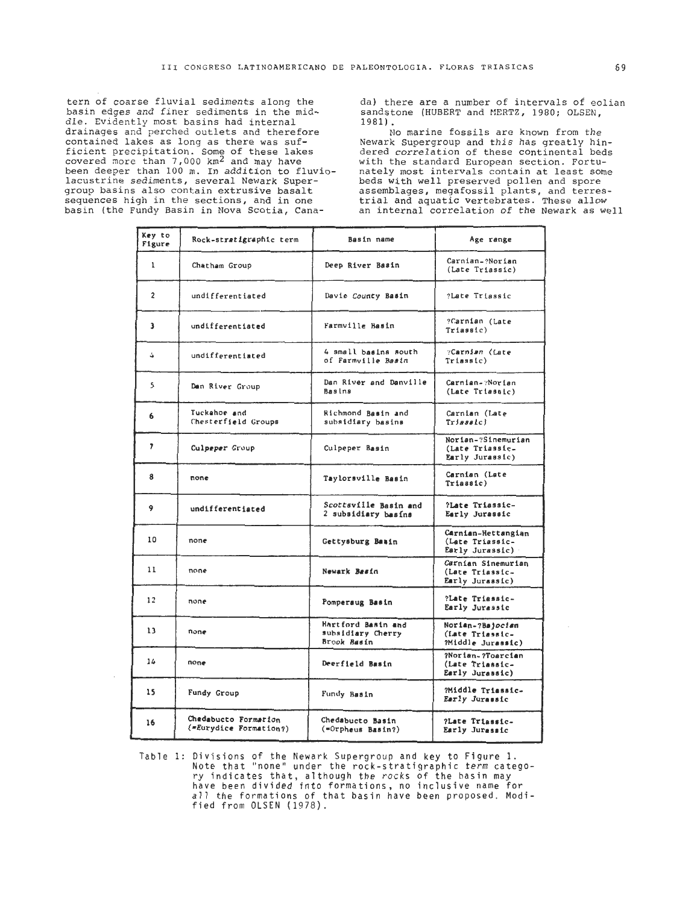tern of coarse fluvial sediments along the basin edges and finer sediments in the middle. Evidently most basins had internal drainages and perched outlets and therefore contained lakes as long as there was sufficient precipitation. Some of these lakes covered more than 7,000 km$^2$ and may have been deeper than 100 m. In addition to fluvio-lacustrine sediments, several Newark Supergroup basins also contain extrusive basalt sequences high in the sections, and in one basin (the Fundy Basin in Nova Scotia, Canada) there are a number of intervals of eolian sandstone (HUBERT and MERTZ, 1980; OLSEN, 1981).

No marine fossils are known from the Newark Supergroup and this has greatly hindered correlation of these continental beds with the standard European section. Fortunately most intervals contain at least some beds with well preserved pollen and spore assemblages, megafossil plants, and terrestrial and aquatic vertebrates. These allow an internal correlation of the Newark as well

| Key to Figure | Rock-stratigraphic term | Basin name | Age range |
|---|---|---|---|
| 1 | Chatham Group | Deep River Basin | Carnian-?Norian (Late Triassic) |
| 2 | undifferentiated | Davie County Basin | ?Late Triassic |
| 3 | undifferentiated | Farmville Basin | ?Carnian (Late Triassic) |
| 4 | undifferentiated | 4 small basins south of Farmville Basin | ?Carnian (Late Triassic) |
| 5 | Dan River Group | Dan River and Danville Basins | Carnian-?Norian (Late Triassic) |
| 6 | Tuckahoe and Chesterfield Groups | Richmond Basin and subsidiary basins | Carnian (Late Triassic) |
| 7 | Culpeper Group | Culpeper Basin | Norian-?Sinemurian (Late Triassic-Early Jurassic) |
| 8 | none | Taylorsville Basin | Carnian (Late Triassic) |
| 9 | undifferentiated | Scottsville Basin and 2 subsidiary basins | ?Late Triassic-Early Jurassic |
| 10 | none | Gettysburg Basin | Carnian-Hettangian (Late Triassic-Early Jurassic) |
| 11 | none | Newark Basin | Carnian Sinemurian (Late Triassic-Early Jurassic) |
| 12 | none | Pomperaug Basin | ?Late Triassic-Early Jurassic |
| 13 | none | Hartford Basin and subsidiary Cherry Brook Basin | Norian-?Bajocian (Late Triassic-?Middle Jurassic) |
| 14 | none | Deerfield Basin | ?Norian-?Toarcian (Late Triassic-Early Jurassic) |
| 15 | Fundy Group | Fundy Basin | ?Middle Triassic-Early Jurassic |
| 16 | Chedabucto Formation (=Eurydice Formation?) | Chedabucto Basin (=Orpheus Basin?) | ?Late Triassic-Early Jurassic |

Table 1: Divisions of the Newark Supergroup and key to Figure 1. Note that "none" under the rock-stratigraphic term category indicates that, although the rocks of the basin may have been divided into formations, no inclusive name for all the formations of that basin have been proposed. Modified from OLSEN (1978).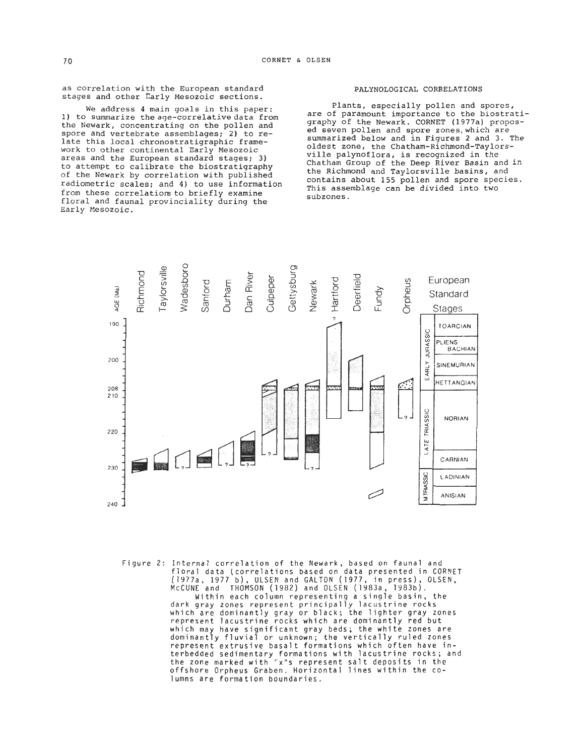as correlation with the European standard stages and other Early Mesozoic sections.

We address 4 main goals in this paper: 1) to summarize the age-correlative data from the Newark, concentrating on the pollen and spore and vertebrate assemblages; 2) to relate this local chronostratigraphic framework to other continental Early Mesozoic areas and the European standard stages; 3) to attempt to calibrate the biostratigraphy of the Newark by correlation with published radiometric scales; and 4) to use information from these correlations to briefly examine floral and faunal provinciality during the Early Mesozoic.

## PALYNOLOGICAL CORRELATIONS

Plants, especially pollen and spores, are of paramount importance to the biostratigraphy of the Newark. CORNET (1977a) proposed seven pollen and spore zones, which are summarized below and in Figures 2 and 3. The oldest zone, the Chatham-Richmond-Taylorsville palynoflora, is recognized in the Chatham Group of the Deep River Basin and in the Richmond and Taylorsville basins, and contains about 155 pollen and spore species. This assemblage can be divided into two subzones.

Figure 2: Internal correlation of the Newark, based on faunal and floral data (correlations based on data presented in CORNET (1977a, 1977 b), OLSEN and GALTON (1977, in press), OLSEN, McCUNE and THOMSON (1982) and OLSEN (1983a, 1983b).
Within each column representing a single basin, the dark gray zones represent principally lacustrine rocks which are dominantly gray or black; the lighter gray zones represent lacustrine rocks which are dominantly red but which may have significant gray beds; the white zones are dominantly fluvial or unknown; the vertically ruled zones represent extrusive basalt formations which often have interbedded sedimentary formations with lacustrine rocks; and the zone marked with "x"s represent salt deposits in the offshore Orpheus Graben. Horizontal lines within the columns are formation boundaries.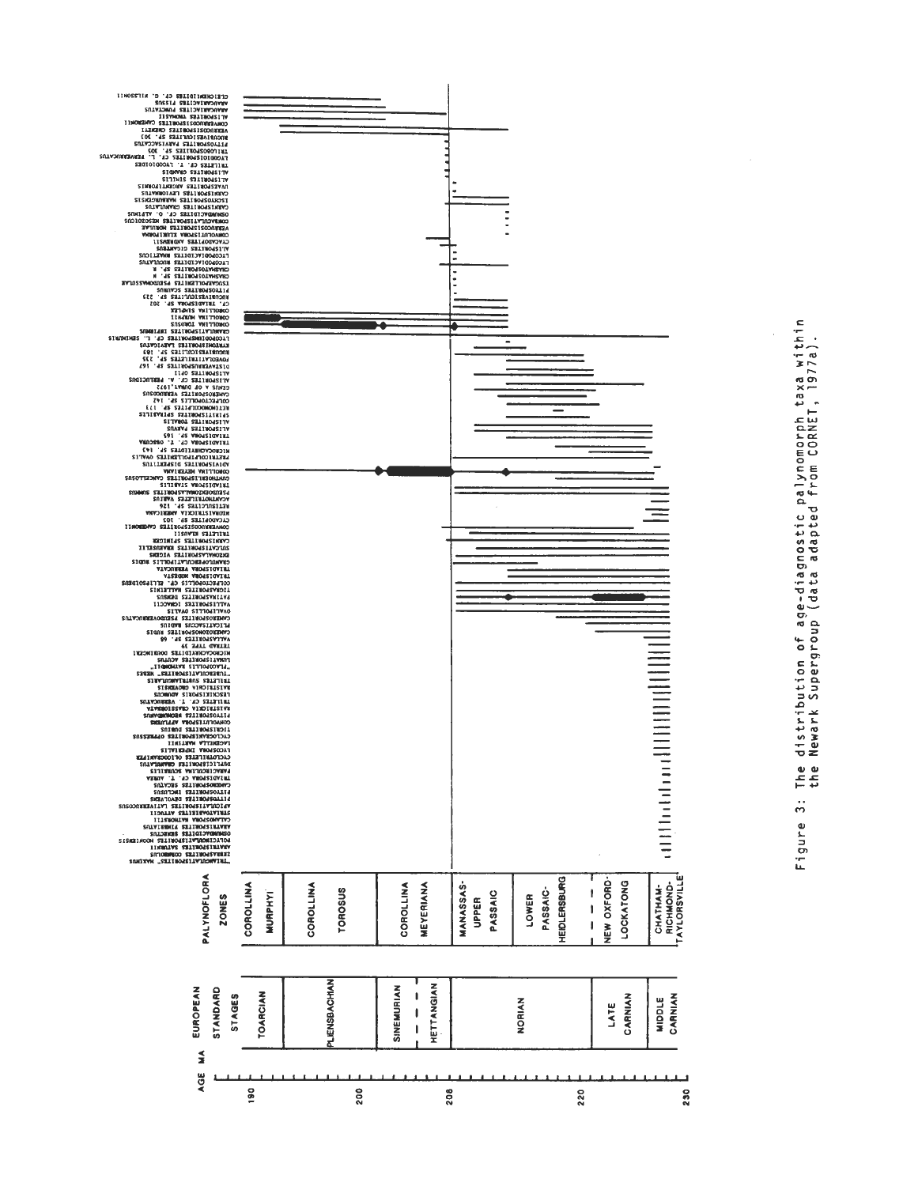Figure 3: The distribution of age-diagnostic palynomorph taxa within the Newark Supergroup (data adapted from CORNET, 1977a).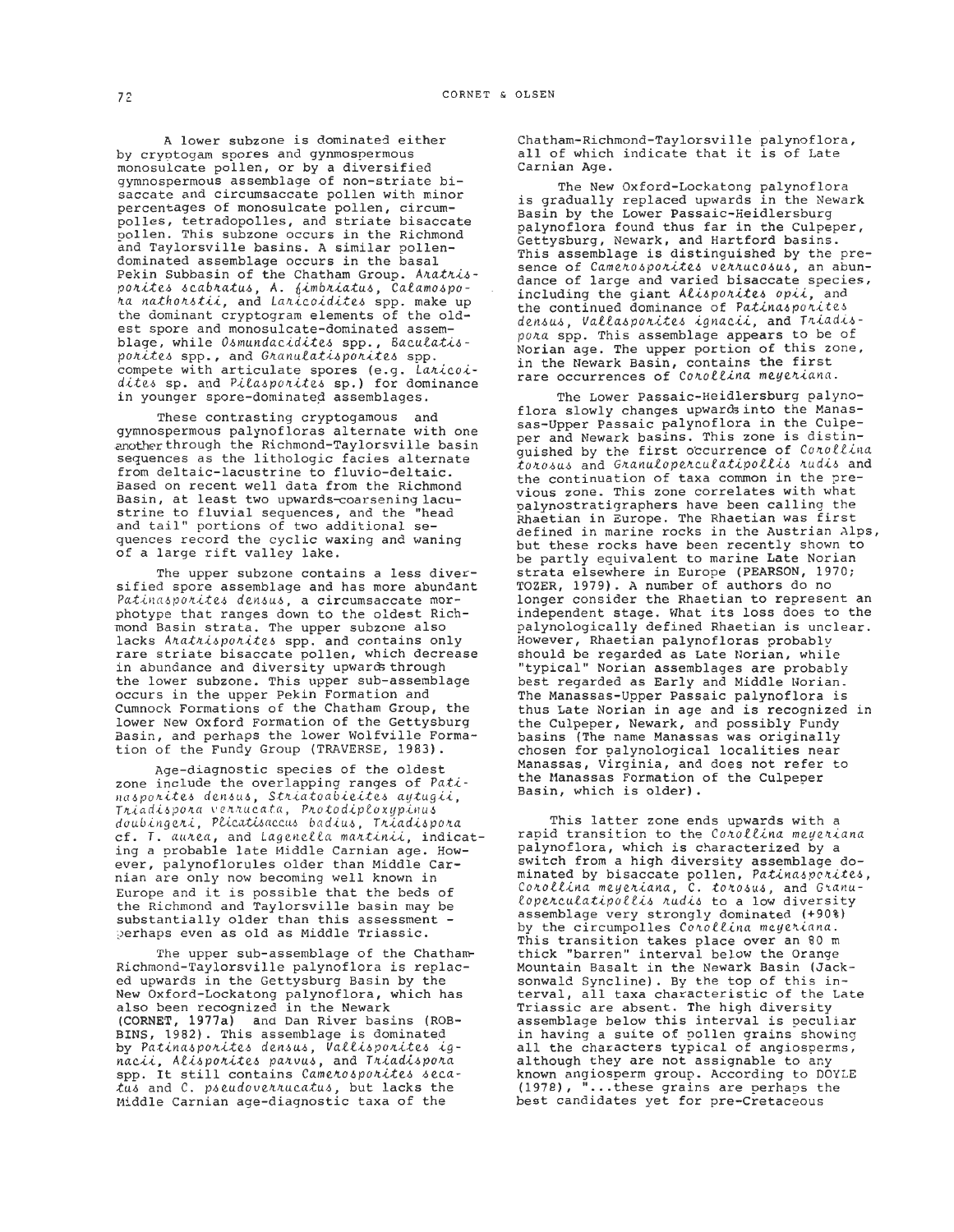A lower subzone is dominated either by cryptogam spores and gynmospermous monosulcate pollen, or by a diversified gymnospermous assemblage of non-striate bisaccate and circumsaccate pollen with minor percentages of monosulcate pollen, circumpolles, tetradopolles, and striate bisaccate pollen. This subzone occurs in the Richmond and Taylorsville basins. A similar pollen-dominated assemblage occurs in the basal Pekin Subbasin of the Chatham Group. *Aratrisporites scabratus*, *A. fimbriatus*, *Calamospora nathorstii*, and *Laricoidites* spp. make up the dominant cryptogram elements of the oldest spore and monosulcate-dominated assemblage, while *Osmundacidites* spp., *Baculatisporites* spp., and *Granulatisporites* spp. compete with articulate spores (e.g. *Laricoidites* sp. and *Pilasporites* sp.) for dominance in younger spore-dominated assemblages.

These contrasting cryptogamous and gymnospermous palynofloras alternate with one another through the Richmond-Taylorsville basin sequences as the lithologic facies alternate from deltaic-lacustrine to fluvio-deltaic. Based on recent well data from the Richmond Basin, at least two upwards-coarsening lacustrine to fluvial sequences, and the "head and tail" portions of two additional sequences record the cyclic waxing and waning of a large rift valley lake.

The upper subzone contains a less diversified spore assemblage and has more abundant *Patinasporites densus*, a circumsaccate morphotype that ranges down to the oldest Richmond Basin strata. The upper subzone also lacks *Aratrisporites* spp. and contains only rare striate bisaccate pollen, which decrease in abundance and diversity upwards through the lower subzone. This upper sub-assemblage occurs in the upper Pekin Formation and Cumnock Formations of the Chatham Group, the lower New Oxford Formation of the Gettysburg Basin, and perhaps the lower Wolfville Formation of the Fundy Group (TRAVERSE, 1983).

Age-diagnostic species of the oldest zone include the overlapping ranges of *Patinasporites densus*, *Striatoabieites aytugii*, *Triadispora verrucata*, *Protodiploxypinus doubingeri*, *Plicatisaccus badius*, *Triadispora* cf. *T. aurea*, and *Lagenella martinii*, indicating a probable late Middle Carnian age. However, palynoflorules older than Middle Carnian are only now becoming well known in Europe and it is possible that the beds of the Richmond and Taylorsville basin may be substantially older than this assessment - perhaps even as old as Middle Triassic.

The upper sub-assemblage of the Chatham-Richmond-Taylorsville palynoflora is replaced upwards in the Gettysburg Basin by the New Oxford-Lockatong palynoflora, which has also been recognized in the Newark (CORNET, 1977a) and Dan River basins (ROBBINS, 1982). This assemblage is dominated by *Patinasporites densus*, *Vallisporites ignacii*, *Alisporites parvus*, and *Triadispora* spp. It still contains *Camerosporites secatus* and *C. pseudoverrucatus*, but lacks the Middle Carnian age-diagnostic taxa of the Chatham-Richmond-Taylorsville palynoflora, all of which indicate that it is of Late Carnian Age.

The New Oxford-Lockatong palynoflora is gradually replaced upwards in the Newark Basin by the Lower Passaic-Heidlersburg palynoflora found thus far in the Culpeper, Gettysburg, Newark, and Hartford basins. This assemblage is distinguished by the presence of *Camerosporites verrucosus*, an abundance of large and varied bisaccate species, including the giant *Alisporites opii*, and the continued dominance of *Patinasporites densus*, *Vallasporites ignacii*, and *Triadispora* spp. This assemblage appears to be of Norian age. The upper portion of this zone, in the Newark Basin, contains the first rare occurrences of *Corollina meyeriana*.

The Lower Passaic-Heidlersburg palynoflora slowly changes upwards into the Manassas-Upper Passaic palynoflora in the Culpeper and Newark basins. This zone is distinguished by the first occurrence of *Corollina torosus* and *Granuloperculatipollis rudis* and the continuation of taxa common in the previous zone. This zone correlates with what palynostratigraphers have been calling the Rhaetian in Europe. The Rhaetian was first defined in marine rocks in the Austrian Alps, but these rocks have been recently shown to be partly equivalent to marine Late Norian strata elsewhere in Europe (PEARSON, 1970; TOZER, 1979). A number of authors do no longer consider the Rhaetian to represent an independent stage. What its loss does to the palynologically defined Rhaetian is unclear. However, Rhaetian palynofloras probably should be regarded as Late Norian, while "typical" Norian assemblages are probably best regarded as Early and Middle Norian. The Manassas-Upper Passaic palynoflora is thus Late Norian in age and is recognized in the Culpeper, Newark, and possibly Fundy basins (The name Manassas was originally chosen for palynological localities near Manassas, Virginia, and does not refer to the Manassas Formation of the Culpeper Basin, which is older).

This latter zone ends upwards with a rapid transition to the *Corollina meyeriana* palynoflora, which is characterized by a switch from a high diversity assemblage dominated by bisaccate pollen, *Patinasporites*, *Corollina meyeriana*, *C. torosus*, and *Granuloperculatipollis rudis* to a low diversity assemblage very strongly dominated (+90%) by the circumpolles *Corollina meyeriana*. This transition takes place over an 80 m thick "barren" interval below the Orange Mountain Basalt in the Newark Basin (Jacksonwald Syncline). By the top of this interval, all taxa characteristic of the Late Triassic are absent. The high diversity assemblage below this interval is peculiar in having a suite of pollen grains showing all the characters typical of angiosperms, although they are not assignable to any known angiosperm group. According to DOYLE (1978), "...these grains are perhaps the best candidates yet for pre-Cretaceous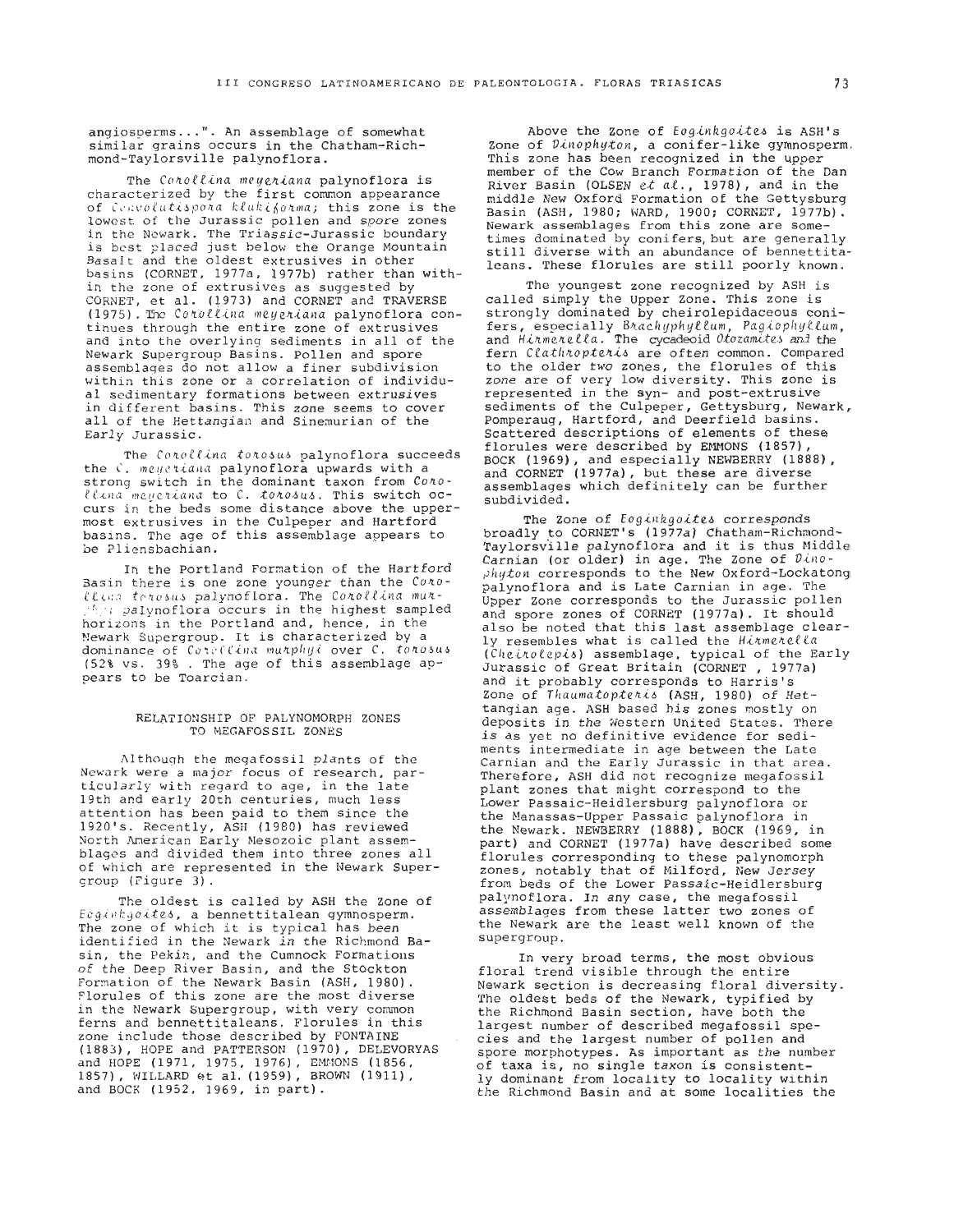angiosperms...". An assemblage of somewhat similar grains occurs in the Chatham-Richmond-Taylorsville palynoflora.

The *Corollina meyeriana* palynoflora is characterized by the first common appearance of *Convolutispora klukiforma*; this zone is the lowest of the Jurassic pollen and spore zones in the Newark. The Triassic-Jurassic boundary is best placed just below the Orange Mountain Basalt and the oldest extrusives in other basins (CORNET, 1977a, 1977b) rather than within the zone of extrusives as suggested by CORNET, et al. (1973) and CORNET and TRAVERSE (1975). The *Corollina meyeriana* palynoflora continues through the entire zone of extrusives and into the overlying sediments in all of the Newark Supergroup Basins. Pollen and spore assemblages do not allow a finer subdivision within this zone or a correlation of individual sedimentary formations between extrusives in different basins. This zone seems to cover all of the Hettangian and Sinemurian of the Early Jurassic.

The *Corollina torosus* palynoflora succeeds the *C. meyeriana* palynoflora upwards with a strong switch in the dominant taxon from *Corollina meyeriana* to *C. torosus*. This switch occurs in the beds some distance above the uppermost extrusives in the Culpeper and Hartford basins. The age of this assemblage appears to be Pliensbachian.

In the Portland Formation of the Hartford Basin there is one zone younger than the *Corollina torosus* palynoflora. The *Corollina murphyi* palynoflora occurs in the highest sampled horizons in the Portland and, hence, in the Newark Supergroup. It is characterized by a dominance of *Corollina murphyi* over *C. torosus* (52% vs. 39% . The age of this assemblage appears to be Toarcian.

## RELATIONSHIP OF PALYNOMORPH ZONES TO MEGAFOSSIL ZONES

Although the megafossil plants of the Newark were a major focus of research, particularly with regard to age, in the late 19th and early 20th centuries, much less attention has been paid to them since the 1920's. Recently, ASH (1980) has reviewed North American Early Mesozoic plant assemblages and divided them into three zones all of which are represented in the Newark Supergroup (Figure 3).

The oldest is called by ASH the Zone of *Eoginkgoites*, a bennettitalean gymnosperm. The zone of which it is typical has been identified in the Newark in the Richmond Basin, the Pekin, and the Cumnock Formations of the Deep River Basin, and the Stockton Formation of the Newark Basin (ASH, 1980). Florules of this zone are the most diverse in the Newark Supergroup, with very common ferns and bennettitaleans. Florules in this zone include those described by FONTAINE (1883), HOPE and PATTERSON (1970), DELEVORYAS and HOPE (1971, 1975, 1976), EMMONS (1856, 1857), WILLARD et al. (1959), BROWN (1911), and BOCK (1952, 1969, in part).

Above the Zone of *Eoginkgoites* is ASH's Zone of *Dinophyton*, a conifer-like gymnosperm. This zone has been recognized in the upper member of the Cow Branch Formation of the Dan River Basin (OLSEN *et al.*, 1978), and in the middle New Oxford Formation of the Gettysburg Basin (ASH, 1980; WARD, 1900; CORNET, 1977b). Newark assemblages from this zone are sometimes dominated by conifers, but are generally still diverse with an abundance of bennettitaleans. These florules are still poorly known.

The youngest zone recognized by ASH is called simply the Upper Zone. This zone is strongly dominated by cheirolepidaceous conifers, especially *Brachyphyllum*, *Pagiophyllum*, and *Hirmerella*. The cycadeoid *Otozamites* and the fern *Clathropteris* are often common. Compared to the older two zones, the florules of this zone are of very low diversity. This zone is represented in the syn- and post-extrusive sediments of the Culpeper, Gettysburg, Newark, Pomperaug, Hartford, and Deerfield basins. Scattered descriptions of elements of these florules were described by EMMONS (1857), BOCK (1969), and especially NEWBERRY (1888), and CORNET (1977a), but these are diverse assemblages which definitely can be further subdivided.

The Zone of *Eoginkgoites* corresponds broadly to CORNET's (1977a) Chatham-Richmond-Taylorsville palynoflora and it is thus Middle Carnian (or older) in age. The Zone of *Dinophyton* corresponds to the New Oxford-Lockatong palynoflora and is Late Carnian in age. The Upper Zone corresponds to the Jurassic pollen and spore zones of CORNET (1977a). It should also be noted that this last assemblage clearly resembles what is called the *Hirmerella* (*Cheirolepis*) assemblage, typical of the Early Jurassic of Great Britain (CORNET , 1977a) and it probably corresponds to Harris's Zone of *Thaumatopteris* (ASH, 1980) of Hettangian age. ASH based his zones mostly on deposits in the Western United States. There is as yet no definitive evidence for sediments intermediate in age between the Late Carnian and the Early Jurassic in that area. Therefore, ASH did not recognize megafossil plant zones that might correspond to the Lower Passaic-Heidlersburg palynoflora or the Manassas-Upper Passaic palynoflora in the Newark. NEWBERRY (1888), BOCK (1969, in part) and CORNET (1977a) have described some florules corresponding to these palynomorph zones, notably that of Milford, New Jersey from beds of the Lower Passaic-Heidlersburg palynoflora. In any case, the megafossil assemblages from these latter two zones of the Newark are the least well known of the supergroup.

In very broad terms, the most obvious floral trend visible through the entire Newark section is decreasing floral diversity. The oldest beds of the Newark, typified by the Richmond Basin section, have both the largest number of described megafossil species and the largest number of pollen and spore morphotypes. As important as the number of taxa is, no single taxon is consistently dominant from locality to locality within the Richmond Basin and at some localities the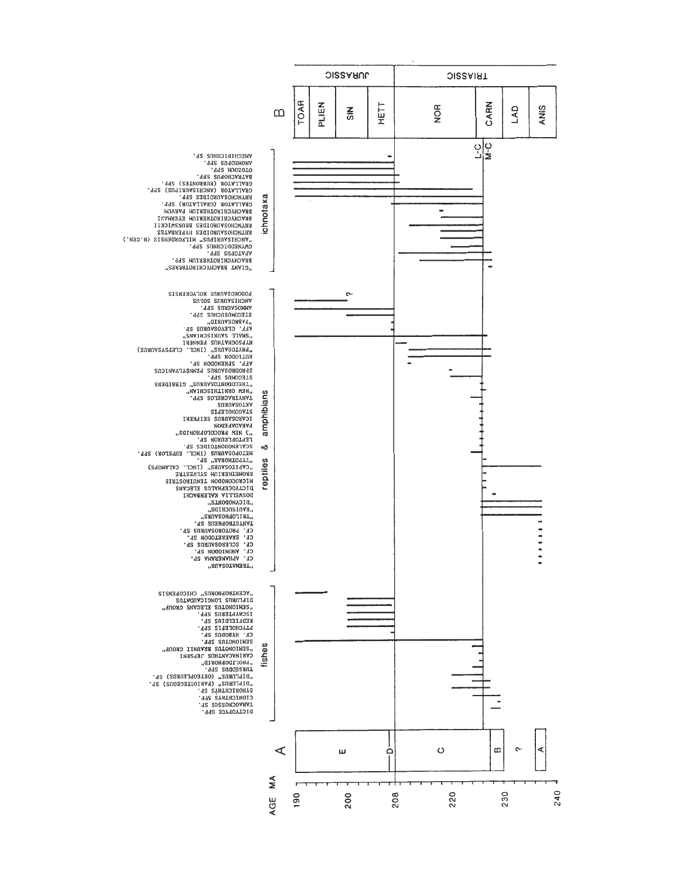**AGE MA:** 190, 200, 208, 220, 230, 240

**A:** A, ?, B, C, D, E

**B:** ANIS, LAD, CARN, NOR, HETT, SIN, PLIEN, TOAR

TRIASSIC | JURASSIC

M-C, L-C

**fishes**

- DICTYOPYGE SPP.
- TANAOCROSSUS SP.
- CIONICHTHYS SP.
- SYNORICHTHYS SP.
- "DIPLURUS" (PARIOSTEGEOUS) SP.
- "DIPLURUS" (OSTEOPLEURUS) SP.
- TURSEODUS SPP.
- "PHOLIDOPHORID"
- CARINACANTHUS JEPSENI
- "SEMIONOTUS BRAUNII GROUP"
- SEMIONOTUS SPP.
- CF. HYBODUS SP.
- PTYCHOLEPIS SPP.
- REDFIELDIUS SPP.
- ISCHYPTERUS SPP.
- "SEMIONOTUS ELEGANS GROUP"
- DIPLURUS LONGICAUDATUS
- "ACENTROPHORUS" CHICOPENSIS

**reptiles & amphibians**

- "TREMATOSAUR"
- CF. APHANERAMMA SP.
- CF. ANOMIODON SP.
- CF. SCLEROSAURUS SP.
- CF. EXAERETODON SP.
- CF. PROTOROSAURUS SP.
- TANYSTROPHEUS SP.
- "TRILOPHOSAURS"
- "RAUISUCHIDS"
- "DICYNODONTS"
- DOSWELLIA KALTENBACHI
- DICTYOCEPHALUS ELEGANS
- MICROCONODON TENUIROSTRIS
- DROMATHERIUM SYLVESTRE
- "CAPITOSAURS" (INCL. CALAMOPS)
- "TYPOTHORAX" SP.
- METOPOSAURUS (INCL. EUPELOR) SPP.
- SCALENODONTOIDES SP.
- LEPTOPLEURON SP.
- "3 NEW PROCOLOPHONIDS"
- PARADAPEDON
- ICAROSAURUS SEIFKERI
- STAGONOLEPIS
- AETOSAURUS
- TANYTRACHELOS SPP.
- "NEW ORNITHISCHIAN"
- "THECODONTOSAURUS" GIBBIDENS
- STEGOMUS SPP.
- SPHODROSAURUS PENNSYLVANICUS
- AFF. SPHENODON SP.
- RUTIODON SPP.
- "PHYTOSAURS" (INCL. CLEPSYSAURUS)
- HYPSOGNATHUS FENNERI
- "SMALL SAURISCHIANS"
- AFF. CLEVOSAURUS SP.
- "FABROSAURID"
- STEGOMOSUCHUS SPP.
- AMMOSAURUS SPP.
- ANCHISAURUS SOLUS
- PODOKESAURUS HOLYOKENSIS

**ichnotaxa**

- "GIANT BRACHYCHIROTHERES"
- BRACHYCHIROTHERIUM SPP.
- APATOPUS SPP.
- GWYNEDDICHNIUM SPP.
- "ANCHISAURIPUS" MILFORDENSIS (N.GEN.)
- RHYNCHOSAUROIDES HYPERBATES
- RHYNCHOSAUROIDES BRUNSWICKII
- BRACHYCHIROTHERIUM EYERMANI
- BRACHYCHIROTHERIUM PARVUM
- GRALLATOR (GRALLATOR) SPP.
- RHYNCHOSAUROIDES SPP.
- GRALLATOR (ANCHISAURIPUS) SPP.
- GRALLATOR (EUBRONTES) SPP.
- BATRACHOPUS SPP.
- OTOZOUM SPP.
- ANOMOEPUS SPP.
- AMEGHINICHNUS SP.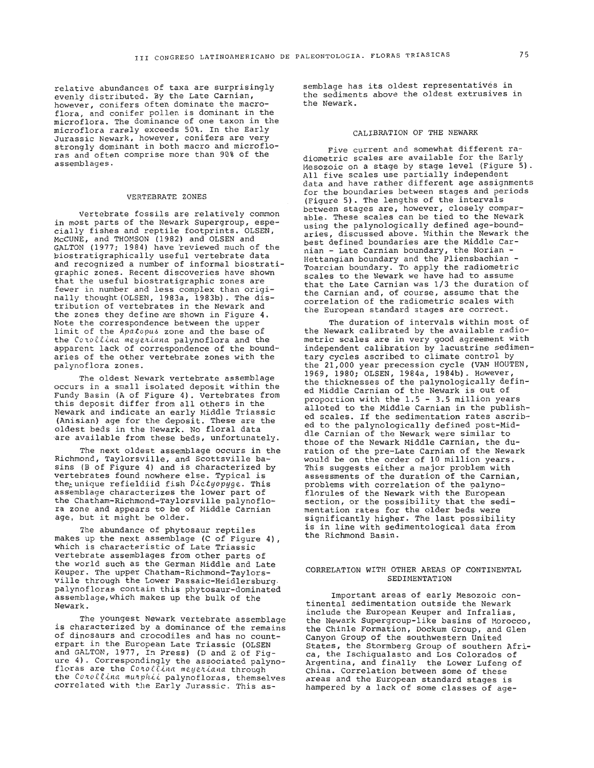relative abundances of taxa are surprisingly evenly distributed. By the Late Carnian, however, conifers often dominate the macroflora, and conifer pollen is dominant in the microflora. The dominance of one taxon in the microflora rarely exceeds 50%. In the Early Jurassic Newark, however, conifers are very strongly dominant in both macro and microfloras and often comprise more than 90% of the assemblages.

## VERTEBRATE ZONES

Vertebrate fossils are relatively common in most parts of the Newark Supergroup, especially fishes and reptile footprints. OLSEN, McCUNE, and THOMSON (1982) and OLSEN and GALTON (1977; 1984) have reviewed much of the biostratigraphically useful vertebrate data and recognized a number of informal biostratigraphic zones. Recent discoveries have shown that the useful biostratigraphic zones are fewer in number and less complex than originally thought (OLSEN, 1983a, 1983b). The distribution of vertebrates in the Newark and the zones they define are shown in Figure 4. Note the correspondence between the upper limit of the *Apatopus* zone and the base of the *Corollina meyeriana* palynoflora and the apparent lack of correspondence of the boundaries of the other vertebrate zones with the palynoflora zones.

The oldest Newark vertebrate assemblage occurs in a small isolated deposit within the Fundy Basin (A of Figure 4). Vertebrates from this deposit differ from all others in the Newark and indicate an early Middle Triassic (Anisian) age for the deposit. These are the oldest beds in the Newark. No floral data are available from these beds, unfortunately.

The next oldest assemblage occurs in the Richmond, Taylorsville, and Scottsville basins (B of Figure 4) and is characterized by vertebrates found nowhere else. Typical is the unique refieldiid fish *Dictyopyge*. This assemblage characterizes the lower part of the Chatham-Richmond-Taylorsville palynoflora zone and appears to be of Middle Carnian age, but it might be older.

The abundance of phytosaur reptiles makes up the next assemblage (C of Figure 4), which is characteristic of Late Triassic vertebrate assemblages from other parts of the world such as the German Middle and Late Keuper. The upper Chatham-Richmond-Taylorsville through the Lower Passaic-Heidlersburg palynofloras contain this phytosaur-dominated assemblage, which makes up the bulk of the Newark.

The youngest Newark vertebrate assemblage is characterized by a dominance of the remains of dinosaurs and crocodiles and has no counterpart in the European Late Triassic (OLSEN and GALTON, 1977, In Press) (D and E of Figure 4). Correspondingly the associated palynofloras are the *Corollina meyeriana* through the *Corollina murphii* palynofloras, themselves correlated with the Early Jurassic. This assemblage has its oldest representatives in the sediments above the oldest extrusives in the Newark.

## CALIBRATION OF THE NEWARK

Five current and somewhat different radiometric scales are available for the Early Mesozoic on a stage by stage level (Figure 5). All five scales use partially independent data and have rather different age assignments for the boundaries between stages and periods (Figure 5). The lengths of the intervals between stages are, however, closely comparable. These scales can be tied to the Newark using the palynologically defined age-boundaries, discussed above. Within the Newark the best defined boundaries are the Middle Carnian - Late Carnian boundary, the Norian - Hettangian boundary and the Pliensbachian - Toarcian boundary. To apply the radiometric scales to the Newark we have had to assume that the Late Carnian was 1/3 the duration of the Carnian and, of course, assume that the correlation of the radiometric scales with the European standard stages are correct.

The duration of intervals within most of the Newark calibrated by the available radiometric scales are in very good agreement with independent calibration by lacustrine sedimentary cycles ascribed to climate control by the 21,000 year precession cycle (VAN HOUTEN, 1969, 1980; OLSEN, 1984a, 1984b). However, the thicknesses of the palynologically defined Middle Carnian of the Newark is out of proportion with the 1.5 - 3.5 million years alloted to the Middle Carnian in the published scales. If the sedimentation rates ascribed to the palynologically defined post-Middle Carnian of the Newark were similar to those of the Newark Middle Carnian, the duration of the pre-Late Carnian of the Newark would be on the order of 10 million years. This suggests either a major problem with assessments of the duration of the Carnian, problems with correlation of the palynoflorules of the Newark with the European section, or the possibility that the sedimentation rates for the older beds were significantly higher. The last possibility is in line with sedimentological data from the Richmond Basin.

## CORRELATION WITH OTHER AREAS OF CONTINENTAL SEDIMENTATION

Important areas of early Mesozoic continental sedimentation outside the Newark include the European Keuper and Infralias, the Newark Supergroup-like basins of Morocco, the Chinle Formation, Dockum Group, and Glen Canyon Group of the southwestern United States, the Stormberg Group of southern Africa, the Ischigualasto and Los Colorados of Argentina, and finally the Lower Lufeng of China. Correlation between some of these areas and the European standard stages is hampered by a lack of some classes of age-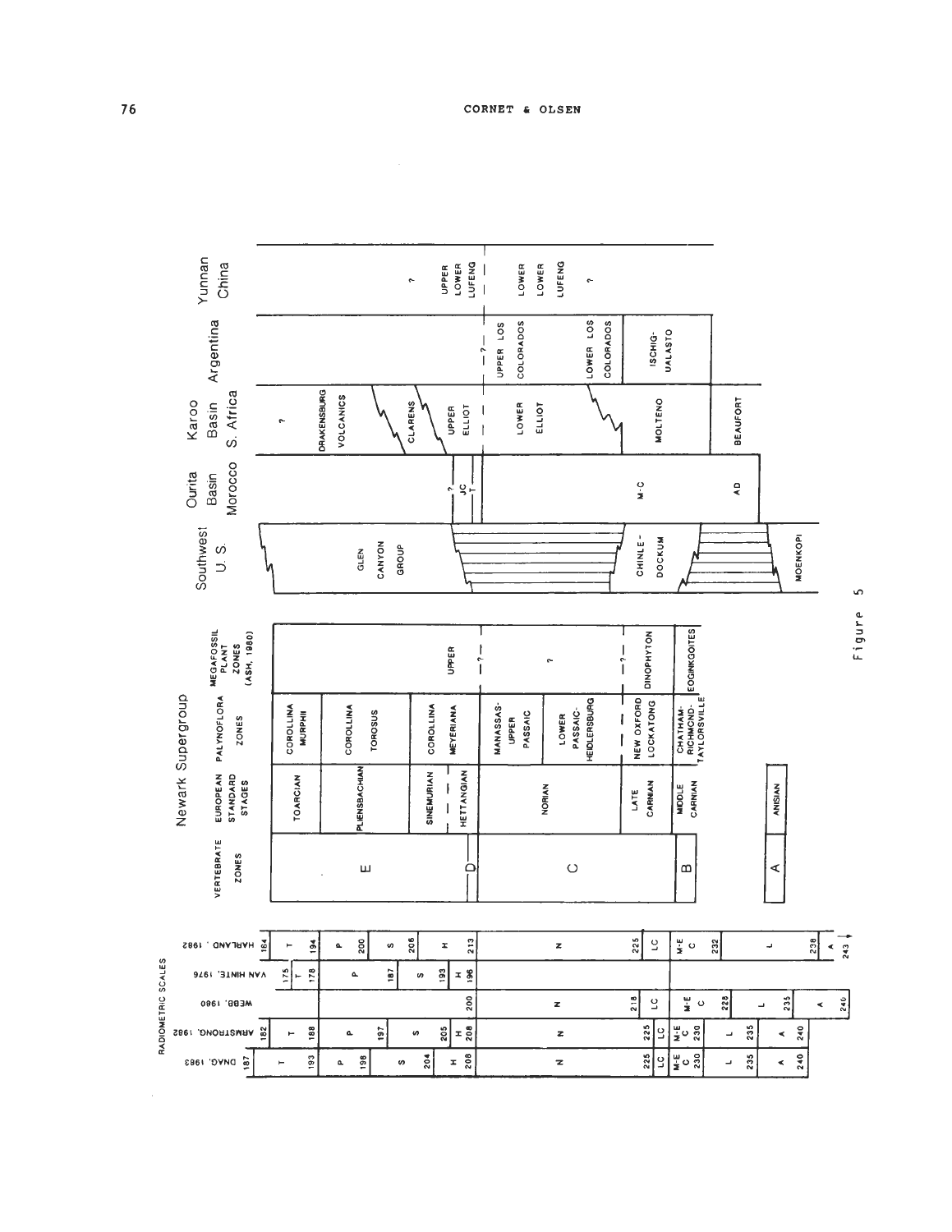Newark Supergroup

| VERTEBRATE ZONES | EUROPEAN STANDARD STAGES | PALYNOFLORA ZONES | MEGAFOSSIL PLANT ZONES (ASH, 1980) |
|---|---|---|---|
| E | TOARCIAN | COROLLINA MURPHII | |
| E | PLIENSBACHIAN | COROLLINA TOROSUS | |
| E | SINEMURIAN | COROLLINA MEYERIANA | UPPER |
| D | HETTANGIAN | COROLLINA MEYERIANA | UPPER |
| C | NORIAN | MANASSAS-UPPER PASSAIC | ? |
| C | NORIAN | LOWER PASSAIC-HEIDLERSBURG | ? |
| C | LATE CARNIAN | NEW OXFORD LOCKATONG | DINOPHYTON |
| B | MIDDLE CARNIAN | CHATHAM-RICHMOND-TAYLORSVILLE | EOGINKGOITES |
| A | ANISIAN | | |

| Southwest U. S. | Ourita Basin Morocco | Karoo Basin S. Africa | Argentina | Yunnan China |
|---|---|---|---|---|
| GLEN CANYON GROUP | ? JC T | ? DRAKENSBURG VOLCANICS CLARENS UPPER ELLIOT | | ? UPPER LOWER LUFENG |
| CHINLE-DOCKUM | M-C | LOWER ELLIOT | — ? — UPPER LOS COLORADOS | LOWER LOWER LUFENG |
| | | MOLTENO | LOWER LOS COLORADOS | ? |
| | | | ISCHIGUALASTO | |
| MOENKOPI | AD | BEAUFORT | | |

RADIOMETRIC SCALES

| DNAG, 1983 | ARMSTRONG, 1982 | WEBB, 1980 | VAN HINTE, 1976 | HARLAND, 1982 |
|---|---|---|---|---|
| 187 | 182 | | 175 | 164 |
| T | T | | T | T |
| 193 | 188 | | 178 | 194 |
| P | P | | P | P |
| 198 | 197 | | 187 | 200 |
| S | S | | S | S |
| 204 | 205 | | 193 | 206 |
| H | H | | H | H |
| 208 | 208 | 200 | 196 | 213 |
| N | N | N | | N |
| 225 | 225 | 218 | | 225 |
| LC | LC | LC | | LC |
| M-E C 230 | M-E C 230 | M-E C 228 | | M-E C 232 |
| L | L | L | | L |
| 235 | 235 | 235 | | 238 |
| A | A | A | | A |
| 240 | 240 | 240 | | 243 |

Figure 5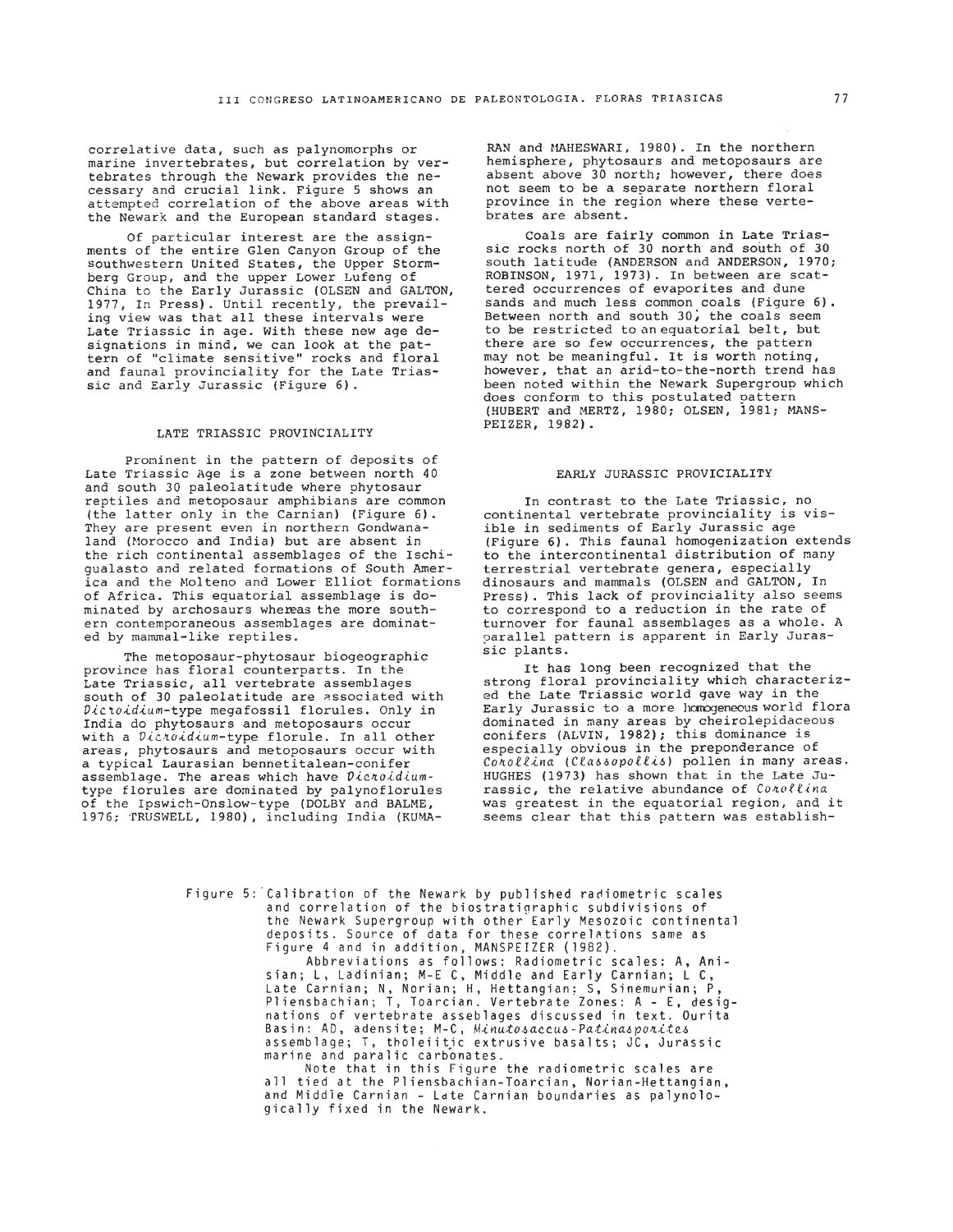correlative data, such as palynomorphs or marine invertebrates, but correlation by vertebrates through the Newark provides the necessary and crucial link. Figure 5 shows an attempted correlation of the above areas with the Newark and the European standard stages.

Of particular interest are the assignments of the entire Glen Canyon Group of the southwestern United States, the Upper Stormberg Group, and the upper Lower Lufeng of China to the Early Jurassic (OLSEN and GALTON, 1977, In Press). Until recently, the prevailing view was that all these intervals were Late Triassic in age. With these new age designations in mind, we can look at the pattern of "climate sensitive" rocks and floral and faunal provinciality for the Late Triassic and Early Jurassic (Figure 6).

## LATE TRIASSIC PROVINCIALITY

Prominent in the pattern of deposits of Late Triassic Age is a zone between north 40 and south 30 paleolatitude where phytosaur reptiles and metoposaur amphibians are common (the latter only in the Carnian) (Figure 6). They are present even in northern Gondwanaland (Morocco and India) but are absent in the rich continental assemblages of the Ischigualasto and related formations of South America and the Molteno and Lower Elliot formations of Africa. This equatorial assemblage is dominated by archosaurs whereas the more southern contemporaneous assemblages are dominated by mammal-like reptiles.

The metoposaur-phytosaur biogeographic province has floral counterparts. In the Late Triassic, all vertebrate assemblages south of 30 paleolatitude are associated with *Dicroidium*-type megafossil florules. Only in India do phytosaurs and metoposaurs occur with a *Dicroidium*-type florule. In all other areas, phytosaurs and metoposaurs occur with a typical Laurasian bennetitalean-conifer assemblage. The areas which have *Dicroidium*-type florules are dominated by palynoflorules of the Ipswich-Onslow-type (DOLBY and BALME, 1976; TRUSWELL, 1980), including India (KUMARAN and MAHESWARI, 1980). In the northern hemisphere, phytosaurs and metoposaurs are absent above 30 north; however, there does not seem to be a separate northern floral province in the region where these vertebrates are absent.

Coals are fairly common in Late Triassic rocks north of 30 north and south of 30 south latitude (ANDERSON and ANDERSON, 1970; ROBINSON, 1971, 1973). In between are scattered occurrences of evaporites and dune sands and much less common coals (Figure 6). Between north and south 30, the coals seem to be restricted to an equatorial belt, but there are so few occurrences, the pattern may not be meaningful. It is worth noting, however, that an arid-to-the-north trend has been noted within the Newark Supergroup which does conform to this postulated pattern (HUBERT and MERTZ, 1980; OLSEN, 1981; MANSPEIZER, 1982).

## EARLY JURASSIC PROVICIALITY

In contrast to the Late Triassic, no continental vertebrate provinciality is visible in sediments of Early Jurassic age (Figure 6). This faunal homogenization extends to the intercontinental distribution of many terrestrial vertebrate genera, especially dinosaurs and mammals (OLSEN and GALTON, In Press). This lack of provinciality also seems to correspond to a reduction in the rate of turnover for faunal assemblages as a whole. A parallel pattern is apparent in Early Jurassic plants.

It has long been recognized that the strong floral provinciality which characterized the Late Triassic world gave way in the Early Jurassic to a more homogeneous world flora dominated in many areas by cheirolepidaceous conifers (ALVIN, 1982); this dominance is especially obvious in the preponderance of *Corollina* (*Classopollis*) pollen in many areas. HUGHES (1973) has shown that in the Late Jurassic, the relative abundance of *Corollina* was greatest in the equatorial region, and it seems clear that this pattern was establish-

Figure 5: Calibration of the Newark by published radiometric scales and correlation of the biostratigraphic subdivisions of the Newark Supergroup with other Early Mesozoic continental deposits. Source of data for these correlations same as Figure 4 and in addition, MANSPEIZER (1982).

Abbreviations as follows: Radiometric scales: A, Anisian; L, Ladinian; M-E C, Middle and Early Carnian; L C, Late Carnian; N, Norian; H, Hettangian; S, Sinemurian; P, Pliensbachian; T, Toarcian. Vertebrate Zones: A - E, designations of vertebrate asseblages discussed in text. Ourita Basin: AD, adensite; M-C, *Minutosaccus-Patinasporites* assemblage; T, tholeiitic extrusive basalts; JC, Jurassic marine and paralic carbonates.

Note that in this Figure the radiometric scales are all tied at the Pliensbachian-Toarcian, Norian-Hettangian, and Middle Carnian - Late Carnian boundaries as palynologically fixed in the Newark.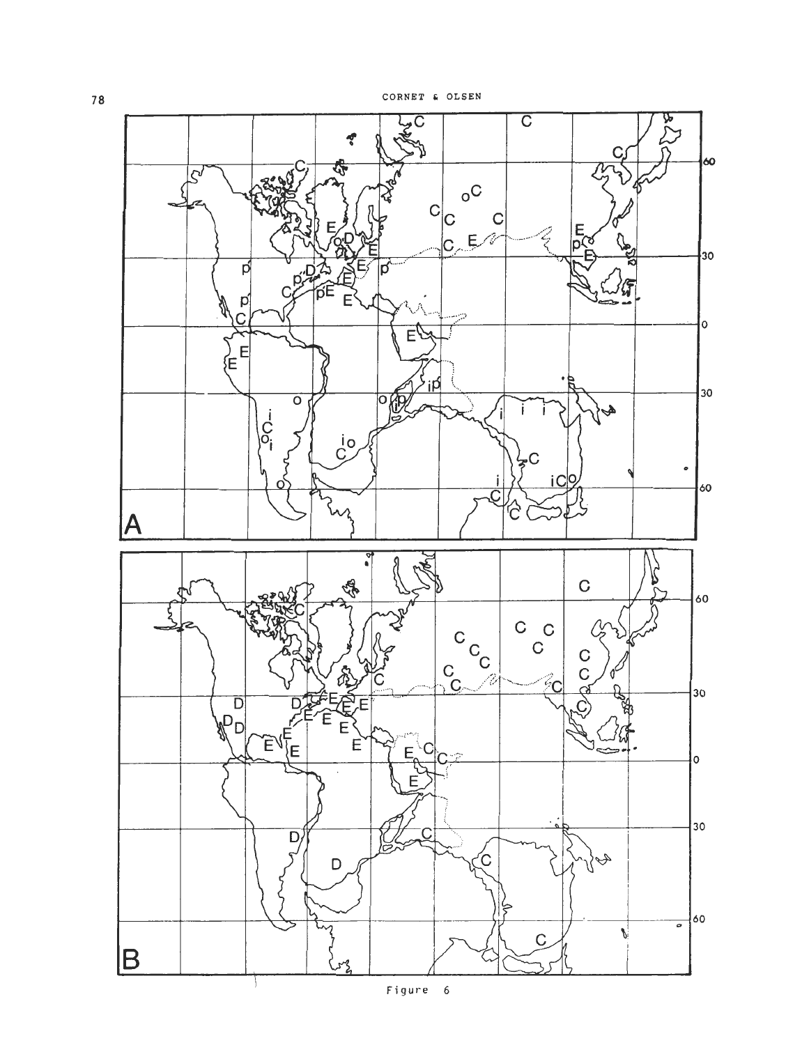Figure 6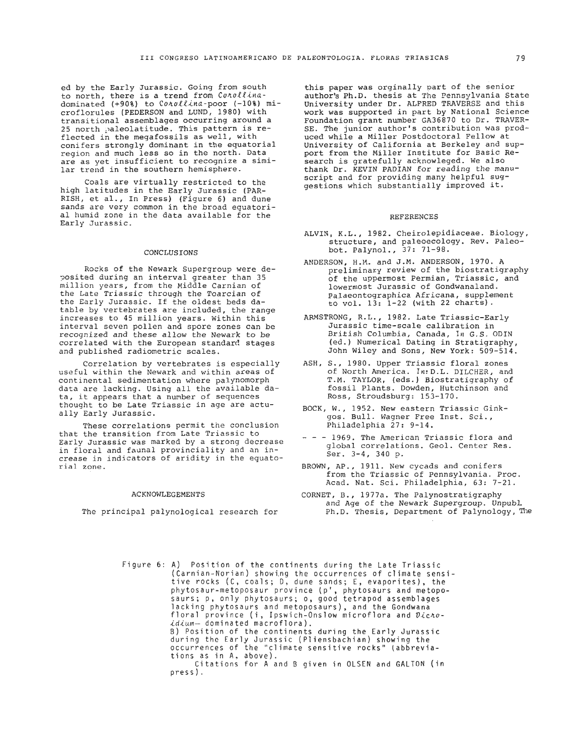ed by the Early Jurassic. Going from south to north, there is a trend from *Corollina*-dominated (+90%) to *Corollina*-poor (-10%) microflorules (PEDERSON and LUND, 1980) with transitional assemblages occurring around a 25 north paleolatitude. This pattern is reflected in the megafossils as well, with conifers strongly dominant in the equatorial region and much less so in the north. Data are as yet insufficient to recognize a similar trend in the southern hemisphere.

Coals are virtually restricted to the high latitudes in the Early Jurassic (PARRISH, et al., In Press) (Figure 6) and dune sands are very common in the broad equatorial humid zone in the data available for the Early Jurassic.

## CONCLUSIONS

Rocks of the Newark Supergroup were deposited during an interval greater than 35 million years, from the Middle Carnian of the Late Triassic through the Toarcian of the Early Jurassic. If the oldest beds datable by vertebrates are included, the range increases to 45 million years. Within this interval seven pollen and spore zones can be recognized and these allow the Newark to be correlated with the European standard stages and published radiometric scales.

Correlation by vertebrates is especially useful within the Newark and within areas of continental sedimentation where palynomorph data are lacking. Using all the available data, it appears that a number of sequences thought to be Late Triassic in age are actually Early Jurassic.

These correlations permit the conclusion that the transition from Late Triassic to Early Jurassic was marked by a strong decrease in floral and faunal provinciality and an increase in indicators of aridity in the equatorial zone.

## ACKNOWLEDGEMENTS

The principal palynological research for this paper was orginally part of the senior author's Ph.D. thesis at The Pennsylvania State University under Dr. ALFRED TRAVERSE and this work was supported in part by National Science Foundation grant number GA36870 to Dr. TRAVERSE. The junior author's contribution was produced while a Miller Postdoctoral Fellow at University of California at Berkeley and support from the Miller Institute for Basic Research is gratefully acknowleged. We also thank Dr. KEVIN PADIAN for reading the manuscript and for providing many helpful suggestions which substantially improved it.

## REFERENCES

ALVIN, K.L., 1982. Cheirolepidiaceae. Biology, structure, and paleoecology. Rev. Paleobot. Palynol., 37: 71-98.

ANDERSON, H.M. and J.M. ANDERSON, 1970. A preliminary review of the biostratigraphy of the uppermost Permian, Triassic, and lowermost Jurassic of Gondwanaland. Palaeontographica Africana, supplement to vol. 13: 1-22 (with 22 charts).

ARMSTRONG, R.L., 1982. Late Triassic-Early Jurassic time-scale calibration in British Columbia, Canada, *In* G.S. ODIN (ed.) Numerical Dating in Stratigraphy, John Wiley and Sons, New York: 509-514.

ASH, S., 1980. Upper Triassic floral zones of North America. *In*: D.L. DILCHER, and T.M. TAYLOR, (eds.) Biostratigraphy of fossil Plants. Dowden, Hutchinson and Ross, Stroudsburg: 153-170.

BOCK, W., 1952. New eastern Triassic Ginkgos. Bull. Wagner Free Inst. Sci., Philadelphia 27: 9-14.

- - - 1969. The American Triassic flora and global correlations. Geol. Center Res. Ser. 3-4, 340 p.

BROWN, AP., 1911. New cycads and conifers from the Triassic of Pennsylvania. Proc. Acad. Nat. Sci. Philadelphia, 63: 7-21.

CORNET, B., 1977a. The Palynostratigraphy and Age of the Newark Supergroup. Unpubl. Ph.D. Thesis, Department of Palynology, The

Figure 6: A) Position of the continents during the Late Triassic (Carnian-Norian) showing the occurrences of climate sensitive rocks (C, coals; D, dune sands; E, evaporites), the phytosaur-metoposaur province (p', phytosaurs and metoposaurs; p, only phytosaurs; o, good tetrapod assemblages lacking phytosaurs and metoposaurs), and the Gondwana floral province (i, Ipswich-Onslow microflora and *Dicroidium*- dominated macroflora).
B) Position of the continents during the Early Jurassic during the Early Jurassic (Pliensbachian) showing the occurrences of the "climate sensitive rocks" (abbreviations as in A, above).
Citations for A and B given in OLSEN and GALTON (in press).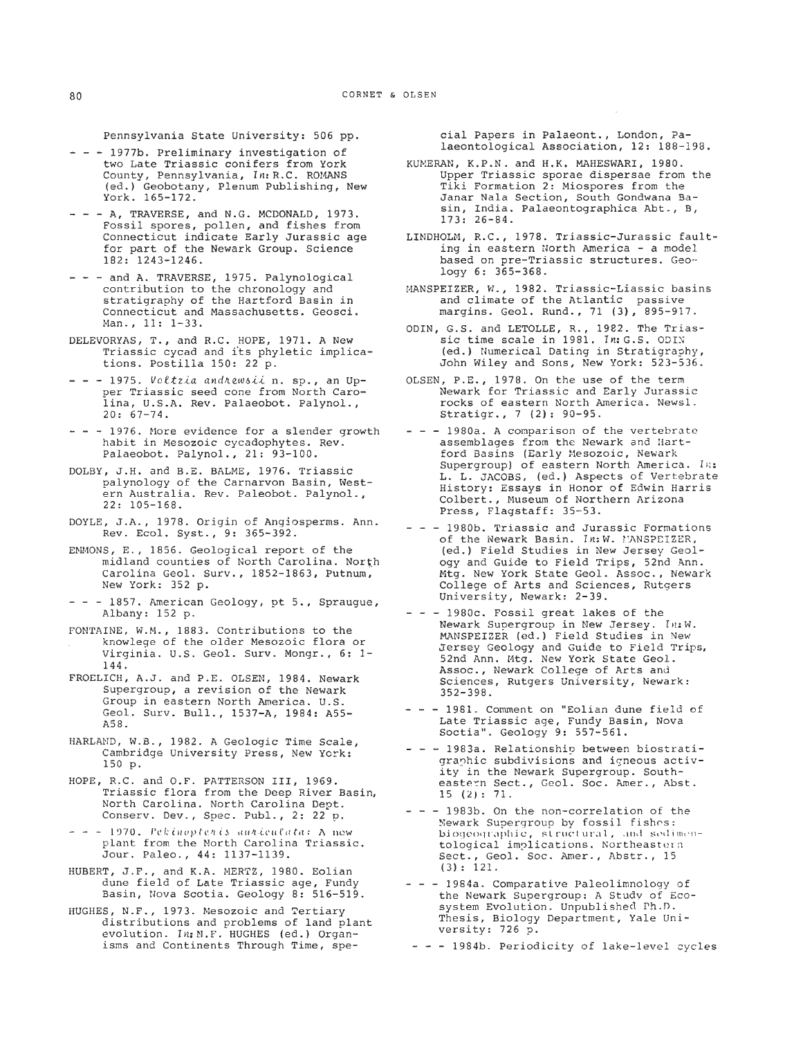Pennsylvania State University: 506 pp.

- - - 1977b. Preliminary investigation of two Late Triassic conifers from York County, Pennsylvania, *In:* R.C. ROMANS (ed.) Geobotany, Plenum Publishing, New York. 165-172.

- - - A, TRAVERSE, and N.G. MCDONALD, 1973. Fossil spores, pollen, and fishes from Connecticut indicate Early Jurassic age for part of the Newark Group. Science 182: 1243-1246.

- - - and A. TRAVERSE, 1975. Palynological contribution to the chronology and stratigraphy of the Hartford Basin in Connecticut and Massachusetts. Geosci. Man., 11: 1-33.

DELEVORYAS, T., and R.C. HOPE, 1971. A New Triassic cycad and its phyletic implications. Postilla 150: 22 p.

- - - 1975. *Voltzia andrewsii* n. sp., an Upper Triassic seed cone from North Carolina, U.S.A. Rev. Palaeobot. Palynol., 20: 67-74.

- - - 1976. More evidence for a slender growth habit in Mesozoic cycadophytes. Rev. Palaeobot. Palynol., 21: 93-100.

DOLBY, J.H. and B.E. BALME, 1976. Triassic palynology of the Carnarvon Basin, Western Australia. Rev. Paleobot. Palynol., 22: 105-168.

DOYLE, J.A., 1978. Origin of Angiosperms. Ann. Rev. Ecol. Syst., 9: 365-392.

EMMONS, E., 1856. Geological report of the midland counties of North Carolina. North Carolina Geol. Surv., 1852-1863, Putnum, New York: 352 p.

- - - 1857. American Geology, pt 5., Spraugue, Albany: 152 p.

FONTAINE, W.M., 1883. Contributions to the knowlege of the older Mesozoic flora or Virginia. U.S. Geol. Surv. Mongr., 6: 1-144.

FROELICH, A.J. and P.E. OLSEN, 1984. Newark Supergroup, a revision of the Newark Group in eastern North America. U.S. Geol. Surv. Bull., 1537-A, 1984: A55-A58.

HARLAND, W.B., 1982. A Geologic Time Scale, Cambridge University Press, New York: 150 p.

HOPE, R.C. and O.F. PATTERSON III, 1969. Triassic flora from the Deep River Basin, North Carolina. North Carolina Dept. Conserv. Dev., Spec. Publ., 2: 22 p.

- - - 1970. *Pekinopteris auriculata*: A new plant from the North Carolina Triassic. Jour. Paleo., 44: 1137-1139.

HUBERT, J.F., and K.A. MERTZ, 1980. Eolian dune field of Late Triassic age, Fundy Basin, Nova Scotia. Geology 8: 516-519.

HUGHES, N.F., 1973. Mesozoic and Tertiary distributions and problems of land plant evolution. *In:* N.F. HUGHES (ed.) Organisms and Continents Through Time, special Papers in Palaeont., London, Palaeontological Association, 12: 188-198.

KUMERAN, K.P.N. and H.K. MAHESWARI, 1980. Upper Triassic sporae dispersae from the Tiki Formation 2: Miospores from the Janar Nala Section, South Gondwana Basin, India. Palaeontographica Abt., B, 173: 26-84.

LINDHOLM, R.C., 1978. Triassic-Jurassic faulting in eastern North America - a model based on pre-Triassic structures. Geology 6: 365-368.

MANSPEIZER, W., 1982. Triassic-Liassic basins and climate of the Atlantic passive margins. Geol. Rund., 71 (3), 895-917.

ODIN, G.S. and LETOLLE, R., 1982. The Triassic time scale in 1981. *In:* G.S. ODIN (ed.) Numerical Dating in Stratigraphy, John Wiley and Sons, New York: 523-536.

OLSEN, P.E., 1978. On the use of the term Newark for Triassic and Early Jurassic rocks of eastern North America. Newsl. Stratigr., 7 (2): 90-95.

- - - 1980a. A comparison of the vertebrate assemblages from the Newark and Hartford Basins (Early Mesozoic, Newark Supergroup) of eastern North America. *In:* L. L. JACOBS, (ed.) Aspects of Vertebrate History: Essays in Honor of Edwin Harris Colbert., Museum of Northern Arizona Press, Flagstaff: 35-53.

- - - 1980b. Triassic and Jurassic Formations of the Newark Basin. *In:* W. MANSPEIZER, (ed.) Field Studies in New Jersey Geology and Guide to Field Trips, 52nd Ann. Mtg. New York State Geol. Assoc., Newark College of Arts and Sciences, Rutgers University, Newark: 2-39.

- - - 1980c. Fossil great lakes of the Newark Supergroup in New Jersey. *In:* W. MANSPEIZER (ed.) Field Studies in New Jersey Geology and Guide to Field Trips, 52nd Ann. Mtg. New York State Geol. Assoc., Newark College of Arts and Sciences, Rutgers University, Newark: 352-398.

- - - 1981. Comment on "Eolian dune field of Late Triassic age, Fundy Basin, Nova Soctia". Geology 9: 557-561.

- - - 1983a. Relationship between biostratigraphic subdivisions and igneous activity in the Newark Supergroup. Southeastern Sect., Geol. Soc. Amer., Abst. 15 (2): 71.

- - - 1983b. On the non-correlation of the Newark Supergroup by fossil fishes: biogeographic, structural, and sedimentological implications. Northeastern Sect., Geol. Soc. Amer., Abstr., 15 (3): 121.

- - - 1984a. Comparative Paleolimnology of the Newark Supergroup: A Study of Ecosystem Evolution. Unpublished Ph.D. Thesis, Biology Department, Yale University: 726 p.

- - - 1984b. Periodicity of lake-level cycles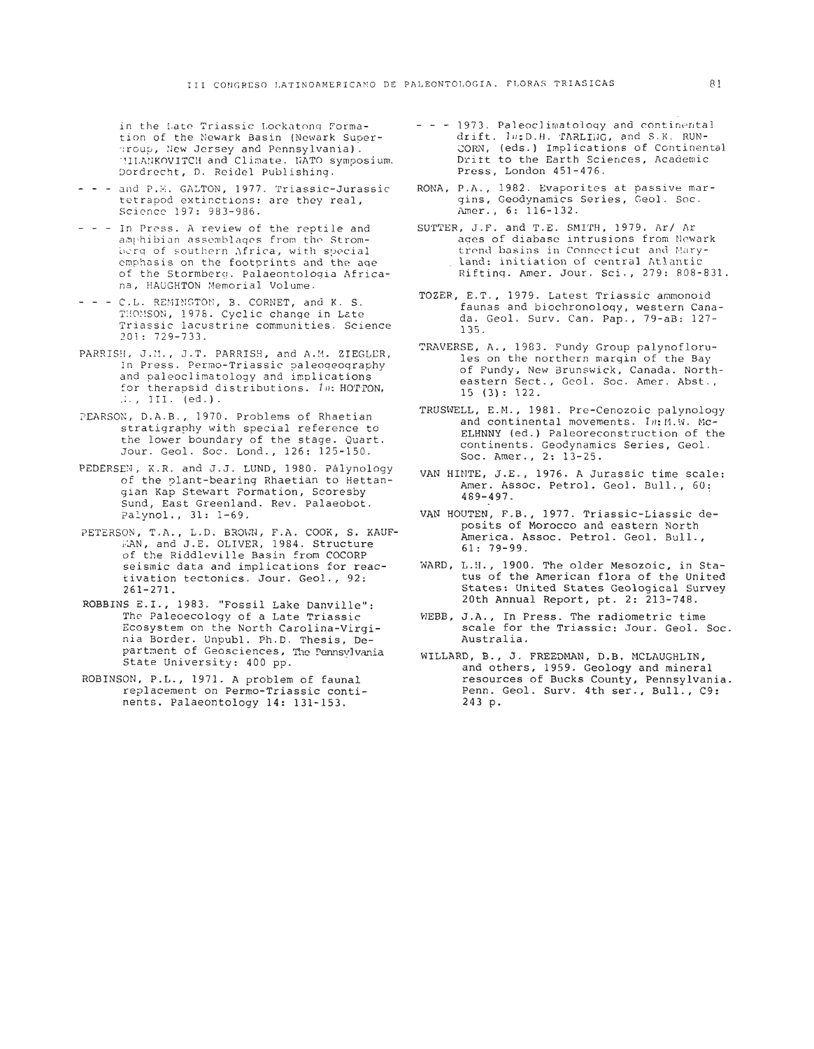in the Late Triassic Lockatong Formation of the Newark Basin (Newark Supergroup, New Jersey and Pennsylvania). MILANKOVITCH and Climate. NATO symposium. Dordrecht, D. Reidel Publishing.

- - - and P.M. GALTON, 1977. Triassic-Jurassic tetrapod extinctions: are they real, Science 197: 983-986.

- - - In Press. A review of the reptile and amphibian assemblages from the Stromberg of southern Africa, with special emphasis on the footprints and the age of the Stormberg. Palaeontologia Africana, HAUGHTON Memorial Volume.

- - - C.L. REMINGTON, B. CORNET, and K. S. THOMSON, 1978. Cyclic change in Late Triassic lacustrine communities. Science 201: 729-733.

PARRISH, J.M., J.T. PARRISH, and A.M. ZIEGLER, In Press. Permo-Triassic paleogeography and paleoclimatology and implications for therapsid distributions. *In*: HOTTON, N., III. (ed.).

PEARSON, D.A.B., 1970. Problems of Rhaetian stratigraphy with special reference to the lower boundary of the stage. Quart. Jour. Geol. Soc. Lond., 126: 125-150.

PEDERSEN, K.R. and J.J. LUND, 1980. Palynology of the plant-bearing Rhaetian to Hettangian Kap Stewart Formation, Scoresby Sund, East Greenland. Rev. Palaeobot. Palynol., 31: 1-69.

PETERSON, T.A., L.D. BROWN, F.A. COOK, S. KAUFMAN, and J.E. OLIVER, 1984. Structure of the Riddleville Basin from COCORP seismic data and implications for reactivation tectonics. Jour. Geol., 92: 261-271.

ROBBINS E.I., 1983. "Fossil Lake Danville": The Paleoecology of a Late Triassic Ecosystem on the North Carolina-Virginia Border. Unpubl. Ph.D. Thesis, Department of Geosciences, The Pennsylvania State University: 400 pp.

ROBINSON, P.L., 1971. A problem of faunal replacement on Permo-Triassic continents. Palaeontology 14: 131-153.

- - - 1973. Paleoclimatology and continental drift. *In*: D.H. TARLING, and S.K. RUNCORN, (eds.) Implications of Continental Drift to the Earth Sciences, Academic Press, London 451-476.

RONA, P.A., 1982. Evaporites at passive margins, Geodynamics Series, Geol. Soc. Amer., 6: 116-132.

SUTTER, J.F. and T.E. SMITH, 1979. Ar/ Ar ages of diabase intrusions from Newark trend basins in Connecticut and Maryland: initiation of central Atlantic Rifting. Amer. Jour. Sci., 279: 808-831.

TOZER, E.T., 1979. Latest Triassic ammonoid faunas and biochronology, western Canada. Geol. Surv. Can. Pap., 79-aB: 127-135.

TRAVERSE, A., 1983. Fundy Group palynoflorules on the northern margin of the Bay of Fundy, New Brunswick, Canada. Northeastern Sect., Geol. Soc. Amer. Abst., 15 (3): 122.

TRUSWELL, E.M., 1981. Pre-Cenozoic palynology and continental movements. *In*: M.W. McELHNNY (ed.) Paleoreconstruction of the continents. Geodynamics Series, Geol. Soc. Amer., 2: 13-25.

VAN HINTE, J.E., 1976. A Jurassic time scale: Amer. Assoc. Petrol. Geol. Bull., 60: 489-497.

VAN HOUTEN, F.B., 1977. Triassic-Liassic deposits of Morocco and eastern North America. Assoc. Petrol. Geol. Bull., 61: 79-99.

WARD, L.H., 1900. The older Mesozoic, in Status of the American flora of the United States: United States Geological Survey 20th Annual Report, pt. 2: 213-748.

WEBB, J.A., In Press. The radiometric time scale for the Triassic: Jour. Geol. Soc. Australia.

WILLARD, B., J. FREEDMAN, D.B. MCLAUGHLIN, and others, 1959. Geology and mineral resources of Bucks County, Pennsylvania. Penn. Geol. Surv. 4th ser., Bull., C9: 243 p.